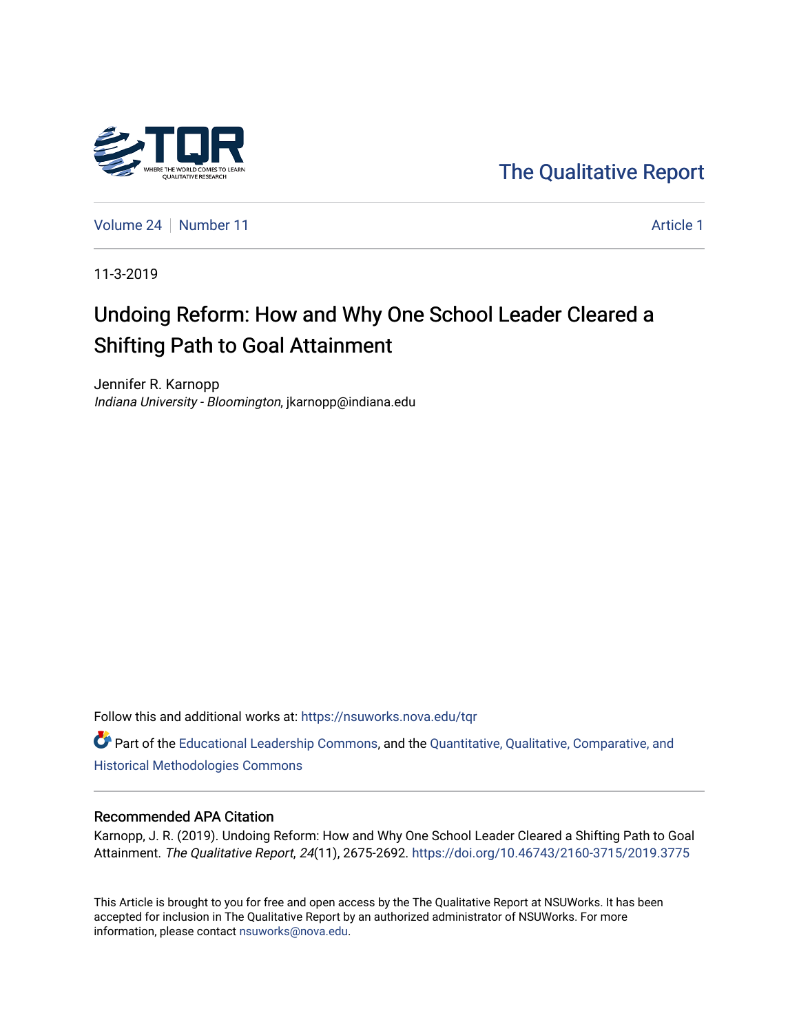The Qualitative Report

Volume 24 | Number 11 | Article 1

11-3-2019

# Undoing Reform: How and Why One School Leader Cleared a Shifting Path to Goal Attainment

Jennifer R. Karnopp
*Indiana University - Bloomington*, jkarnopp@indiana.edu

Follow this and additional works at: https://nsuworks.nova.edu/tqr

Part of the Educational Leadership Commons, and the Quantitative, Qualitative, Comparative, and Historical Methodologies Commons

## Recommended APA Citation

Karnopp, J. R. (2019). Undoing Reform: How and Why One School Leader Cleared a Shifting Path to Goal Attainment. *The Qualitative Report*, *24*(11), 2675-2692. https://doi.org/10.46743/2160-3715/2019.3775

This Article is brought to you for free and open access by the The Qualitative Report at NSUWorks. It has been accepted for inclusion in The Qualitative Report by an authorized administrator of NSUWorks. For more information, please contact nsuworks@nova.edu.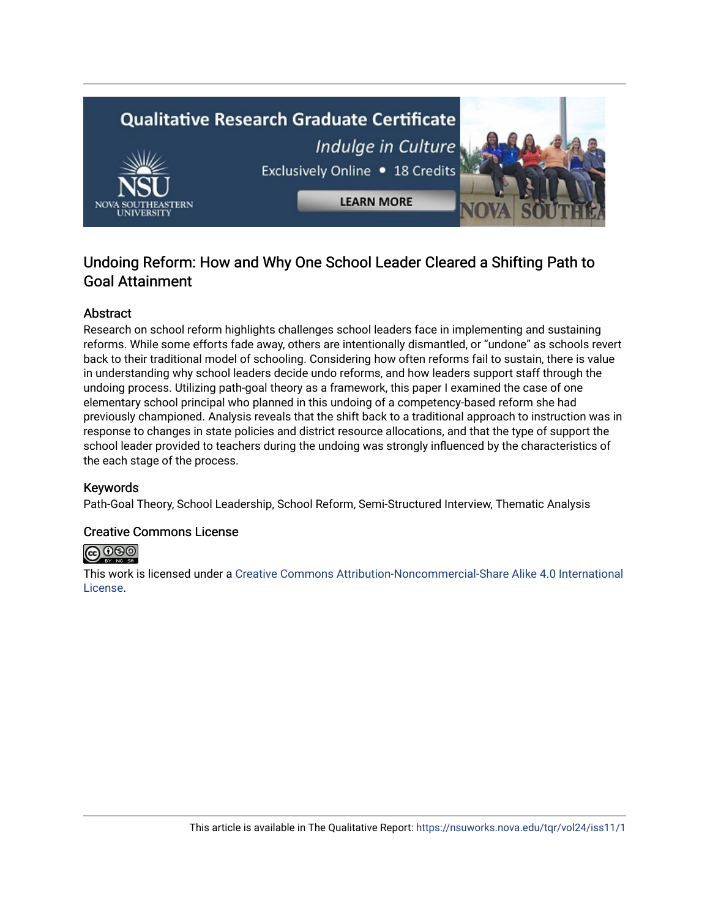## Undoing Reform: How and Why One School Leader Cleared a Shifting Path to Goal Attainment

### Abstract

Research on school reform highlights challenges school leaders face in implementing and sustaining reforms. While some efforts fade away, others are intentionally dismantled, or "undone" as schools revert back to their traditional model of schooling. Considering how often reforms fail to sustain, there is value in understanding why school leaders decide undo reforms, and how leaders support staff through the undoing process. Utilizing path-goal theory as a framework, this paper I examined the case of one elementary school principal who planned in this undoing of a competency-based reform she had previously championed. Analysis reveals that the shift back to a traditional approach to instruction was in response to changes in state policies and district resource allocations, and that the type of support the school leader provided to teachers during the undoing was strongly influenced by the characteristics of the each stage of the process.

### Keywords

Path-Goal Theory, School Leadership, School Reform, Semi-Structured Interview, Thematic Analysis

### Creative Commons License

This work is licensed under a Creative Commons Attribution-Noncommercial-Share Alike 4.0 International License.

This article is available in The Qualitative Report: https://nsuworks.nova.edu/tqr/vol24/iss11/1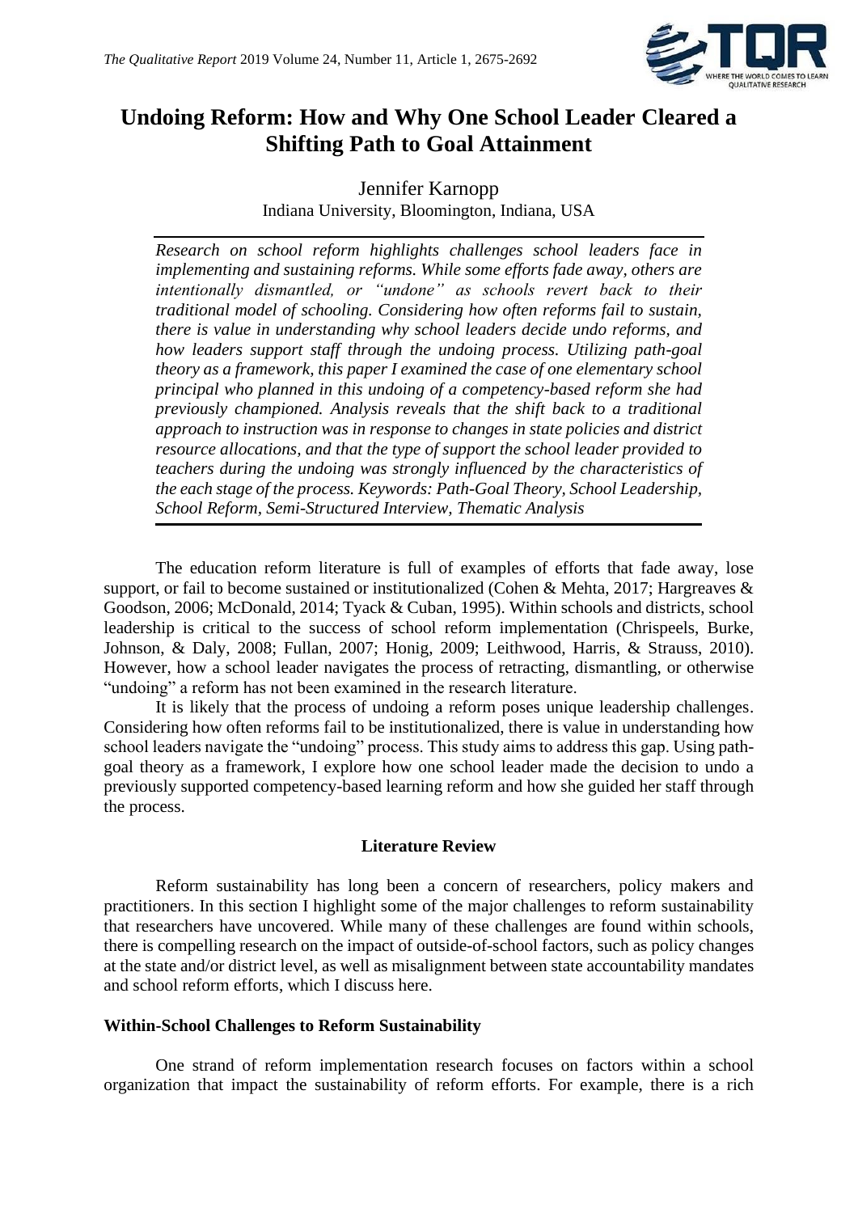# Undoing Reform: How and Why One School Leader Cleared a Shifting Path to Goal Attainment

Jennifer Karnopp
Indiana University, Bloomington, Indiana, USA

*Research on school reform highlights challenges school leaders face in implementing and sustaining reforms. While some efforts fade away, others are intentionally dismantled, or "undone" as schools revert back to their traditional model of schooling. Considering how often reforms fail to sustain, there is value in understanding why school leaders decide undo reforms, and how leaders support staff through the undoing process. Utilizing path-goal theory as a framework, this paper I examined the case of one elementary school principal who planned in this undoing of a competency-based reform she had previously championed. Analysis reveals that the shift back to a traditional approach to instruction was in response to changes in state policies and district resource allocations, and that the type of support the school leader provided to teachers during the undoing was strongly influenced by the characteristics of the each stage of the process. Keywords: Path-Goal Theory, School Leadership, School Reform, Semi-Structured Interview, Thematic Analysis*

The education reform literature is full of examples of efforts that fade away, lose support, or fail to become sustained or institutionalized (Cohen & Mehta, 2017; Hargreaves & Goodson, 2006; McDonald, 2014; Tyack & Cuban, 1995). Within schools and districts, school leadership is critical to the success of school reform implementation (Chrispeels, Burke, Johnson, & Daly, 2008; Fullan, 2007; Honig, 2009; Leithwood, Harris, & Strauss, 2010). However, how a school leader navigates the process of retracting, dismantling, or otherwise "undoing" a reform has not been examined in the research literature.

It is likely that the process of undoing a reform poses unique leadership challenges. Considering how often reforms fail to be institutionalized, there is value in understanding how school leaders navigate the "undoing" process. This study aims to address this gap. Using path-goal theory as a framework, I explore how one school leader made the decision to undo a previously supported competency-based learning reform and how she guided her staff through the process.

## Literature Review

Reform sustainability has long been a concern of researchers, policy makers and practitioners. In this section I highlight some of the major challenges to reform sustainability that researchers have uncovered. While many of these challenges are found within schools, there is compelling research on the impact of outside-of-school factors, such as policy changes at the state and/or district level, as well as misalignment between state accountability mandates and school reform efforts, which I discuss here.

### Within-School Challenges to Reform Sustainability

One strand of reform implementation research focuses on factors within a school organization that impact the sustainability of reform efforts. For example, there is a rich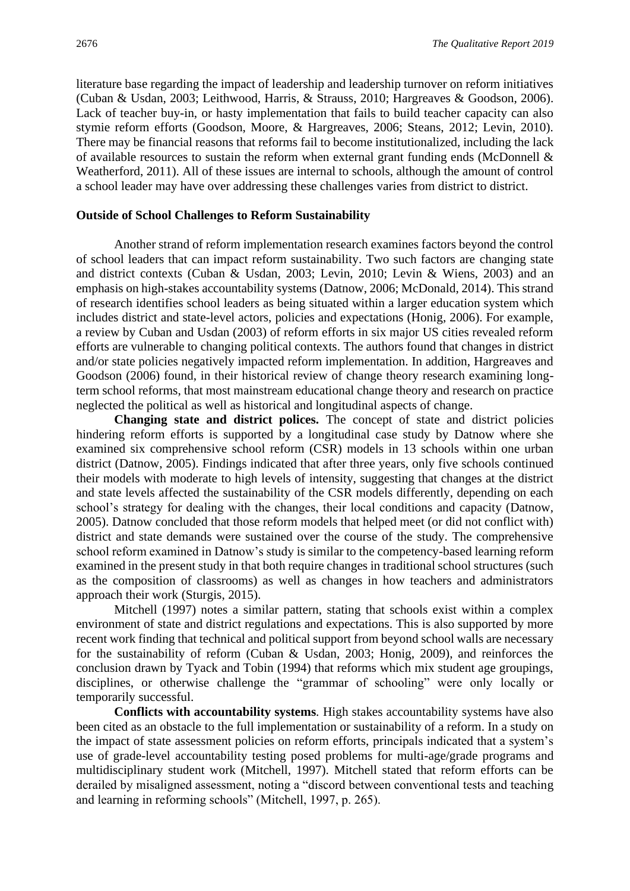literature base regarding the impact of leadership and leadership turnover on reform initiatives (Cuban & Usdan, 2003; Leithwood, Harris, & Strauss, 2010; Hargreaves & Goodson, 2006). Lack of teacher buy-in, or hasty implementation that fails to build teacher capacity can also stymie reform efforts (Goodson, Moore, & Hargreaves, 2006; Steans, 2012; Levin, 2010). There may be financial reasons that reforms fail to become institutionalized, including the lack of available resources to sustain the reform when external grant funding ends (McDonnell & Weatherford, 2011). All of these issues are internal to schools, although the amount of control a school leader may have over addressing these challenges varies from district to district.

### Outside of School Challenges to Reform Sustainability

Another strand of reform implementation research examines factors beyond the control of school leaders that can impact reform sustainability. Two such factors are changing state and district contexts (Cuban & Usdan, 2003; Levin, 2010; Levin & Wiens, 2003) and an emphasis on high-stakes accountability systems (Datnow, 2006; McDonald, 2014). This strand of research identifies school leaders as being situated within a larger education system which includes district and state-level actors, policies and expectations (Honig, 2006). For example, a review by Cuban and Usdan (2003) of reform efforts in six major US cities revealed reform efforts are vulnerable to changing political contexts. The authors found that changes in district and/or state policies negatively impacted reform implementation. In addition, Hargreaves and Goodson (2006) found, in their historical review of change theory research examining long-term school reforms, that most mainstream educational change theory and research on practice neglected the political as well as historical and longitudinal aspects of change.

**Changing state and district polices.** The concept of state and district policies hindering reform efforts is supported by a longitudinal case study by Datnow where she examined six comprehensive school reform (CSR) models in 13 schools within one urban district (Datnow, 2005). Findings indicated that after three years, only five schools continued their models with moderate to high levels of intensity, suggesting that changes at the district and state levels affected the sustainability of the CSR models differently, depending on each school's strategy for dealing with the changes, their local conditions and capacity (Datnow, 2005). Datnow concluded that those reform models that helped meet (or did not conflict with) district and state demands were sustained over the course of the study. The comprehensive school reform examined in Datnow's study is similar to the competency-based learning reform examined in the present study in that both require changes in traditional school structures (such as the composition of classrooms) as well as changes in how teachers and administrators approach their work (Sturgis, 2015).

Mitchell (1997) notes a similar pattern, stating that schools exist within a complex environment of state and district regulations and expectations. This is also supported by more recent work finding that technical and political support from beyond school walls are necessary for the sustainability of reform (Cuban & Usdan, 2003; Honig, 2009), and reinforces the conclusion drawn by Tyack and Tobin (1994) that reforms which mix student age groupings, disciplines, or otherwise challenge the "grammar of schooling" were only locally or temporarily successful.

**Conflicts with accountability systems**. High stakes accountability systems have also been cited as an obstacle to the full implementation or sustainability of a reform. In a study on the impact of state assessment policies on reform efforts, principals indicated that a system's use of grade-level accountability testing posed problems for multi-age/grade programs and multidisciplinary student work (Mitchell, 1997). Mitchell stated that reform efforts can be derailed by misaligned assessment, noting a "discord between conventional tests and teaching and learning in reforming schools" (Mitchell, 1997, p. 265).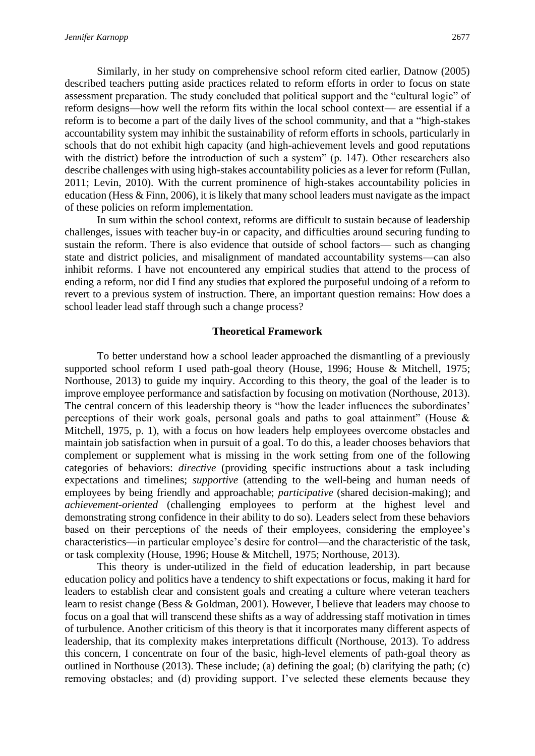Similarly, in her study on comprehensive school reform cited earlier, Datnow (2005) described teachers putting aside practices related to reform efforts in order to focus on state assessment preparation. The study concluded that political support and the "cultural logic" of reform designs—how well the reform fits within the local school context— are essential if a reform is to become a part of the daily lives of the school community, and that a "high-stakes accountability system may inhibit the sustainability of reform efforts in schools, particularly in schools that do not exhibit high capacity (and high-achievement levels and good reputations with the district) before the introduction of such a system" (p. 147). Other researchers also describe challenges with using high-stakes accountability policies as a lever for reform (Fullan, 2011; Levin, 2010). With the current prominence of high-stakes accountability policies in education (Hess & Finn, 2006), it is likely that many school leaders must navigate as the impact of these policies on reform implementation.

In sum within the school context, reforms are difficult to sustain because of leadership challenges, issues with teacher buy-in or capacity, and difficulties around securing funding to sustain the reform. There is also evidence that outside of school factors— such as changing state and district policies, and misalignment of mandated accountability systems—can also inhibit reforms. I have not encountered any empirical studies that attend to the process of ending a reform, nor did I find any studies that explored the purposeful undoing of a reform to revert to a previous system of instruction. There, an important question remains: How does a school leader lead staff through such a change process?

## Theoretical Framework

To better understand how a school leader approached the dismantling of a previously supported school reform I used path-goal theory (House, 1996; House & Mitchell, 1975; Northouse, 2013) to guide my inquiry. According to this theory, the goal of the leader is to improve employee performance and satisfaction by focusing on motivation (Northouse, 2013). The central concern of this leadership theory is "how the leader influences the subordinates' perceptions of their work goals, personal goals and paths to goal attainment" (House & Mitchell, 1975, p. 1), with a focus on how leaders help employees overcome obstacles and maintain job satisfaction when in pursuit of a goal. To do this, a leader chooses behaviors that complement or supplement what is missing in the work setting from one of the following categories of behaviors: *directive* (providing specific instructions about a task including expectations and timelines; *supportive* (attending to the well-being and human needs of employees by being friendly and approachable; *participative* (shared decision-making); and *achievement-oriented* (challenging employees to perform at the highest level and demonstrating strong confidence in their ability to do so). Leaders select from these behaviors based on their perceptions of the needs of their employees, considering the employee's characteristics—in particular employee's desire for control—and the characteristic of the task, or task complexity (House, 1996; House & Mitchell, 1975; Northouse, 2013).

This theory is under-utilized in the field of education leadership, in part because education policy and politics have a tendency to shift expectations or focus, making it hard for leaders to establish clear and consistent goals and creating a culture where veteran teachers learn to resist change (Bess & Goldman, 2001). However, I believe that leaders may choose to focus on a goal that will transcend these shifts as a way of addressing staff motivation in times of turbulence. Another criticism of this theory is that it incorporates many different aspects of leadership, that its complexity makes interpretations difficult (Northouse, 2013). To address this concern, I concentrate on four of the basic, high-level elements of path-goal theory as outlined in Northouse (2013). These include; (a) defining the goal; (b) clarifying the path; (c) removing obstacles; and (d) providing support. I've selected these elements because they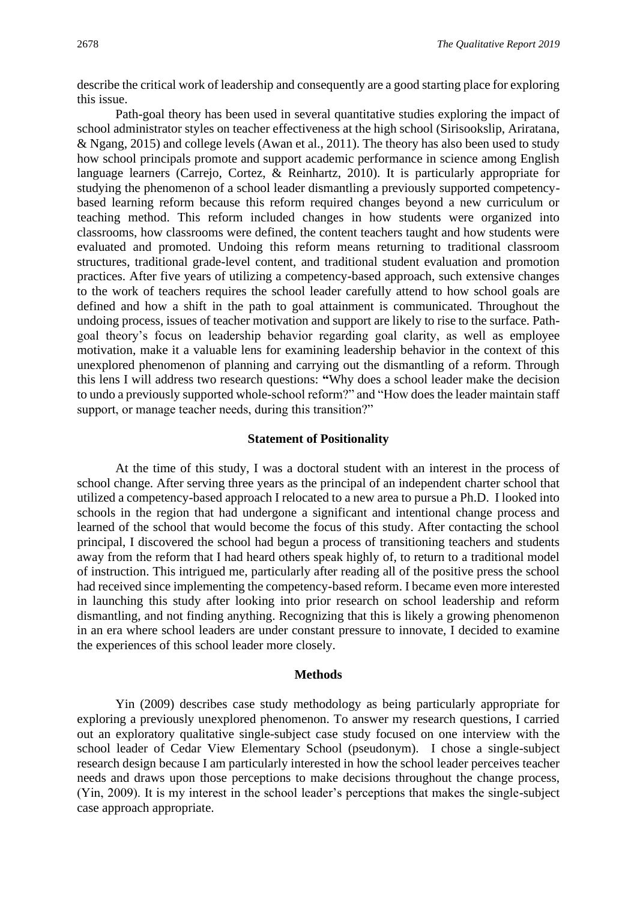describe the critical work of leadership and consequently are a good starting place for exploring this issue.

Path-goal theory has been used in several quantitative studies exploring the impact of school administrator styles on teacher effectiveness at the high school (Sirisookslip, Ariratana, & Ngang, 2015) and college levels (Awan et al., 2011). The theory has also been used to study how school principals promote and support academic performance in science among English language learners (Carrejo, Cortez, & Reinhartz, 2010). It is particularly appropriate for studying the phenomenon of a school leader dismantling a previously supported competency-based learning reform because this reform required changes beyond a new curriculum or teaching method. This reform included changes in how students were organized into classrooms, how classrooms were defined, the content teachers taught and how students were evaluated and promoted. Undoing this reform means returning to traditional classroom structures, traditional grade-level content, and traditional student evaluation and promotion practices. After five years of utilizing a competency-based approach, such extensive changes to the work of teachers requires the school leader carefully attend to how school goals are defined and how a shift in the path to goal attainment is communicated. Throughout the undoing process, issues of teacher motivation and support are likely to rise to the surface. Path-goal theory's focus on leadership behavior regarding goal clarity, as well as employee motivation, make it a valuable lens for examining leadership behavior in the context of this unexplored phenomenon of planning and carrying out the dismantling of a reform. Through this lens I will address two research questions: **"**Why does a school leader make the decision to undo a previously supported whole-school reform?" and "How does the leader maintain staff support, or manage teacher needs, during this transition?"

## Statement of Positionality

At the time of this study, I was a doctoral student with an interest in the process of school change. After serving three years as the principal of an independent charter school that utilized a competency-based approach I relocated to a new area to pursue a Ph.D. I looked into schools in the region that had undergone a significant and intentional change process and learned of the school that would become the focus of this study. After contacting the school principal, I discovered the school had begun a process of transitioning teachers and students away from the reform that I had heard others speak highly of, to return to a traditional model of instruction. This intrigued me, particularly after reading all of the positive press the school had received since implementing the competency-based reform. I became even more interested in launching this study after looking into prior research on school leadership and reform dismantling, and not finding anything. Recognizing that this is likely a growing phenomenon in an era where school leaders are under constant pressure to innovate, I decided to examine the experiences of this school leader more closely.

## Methods

Yin (2009) describes case study methodology as being particularly appropriate for exploring a previously unexplored phenomenon. To answer my research questions, I carried out an exploratory qualitative single-subject case study focused on one interview with the school leader of Cedar View Elementary School (pseudonym). I chose a single-subject research design because I am particularly interested in how the school leader perceives teacher needs and draws upon those perceptions to make decisions throughout the change process, (Yin, 2009). It is my interest in the school leader's perceptions that makes the single-subject case approach appropriate.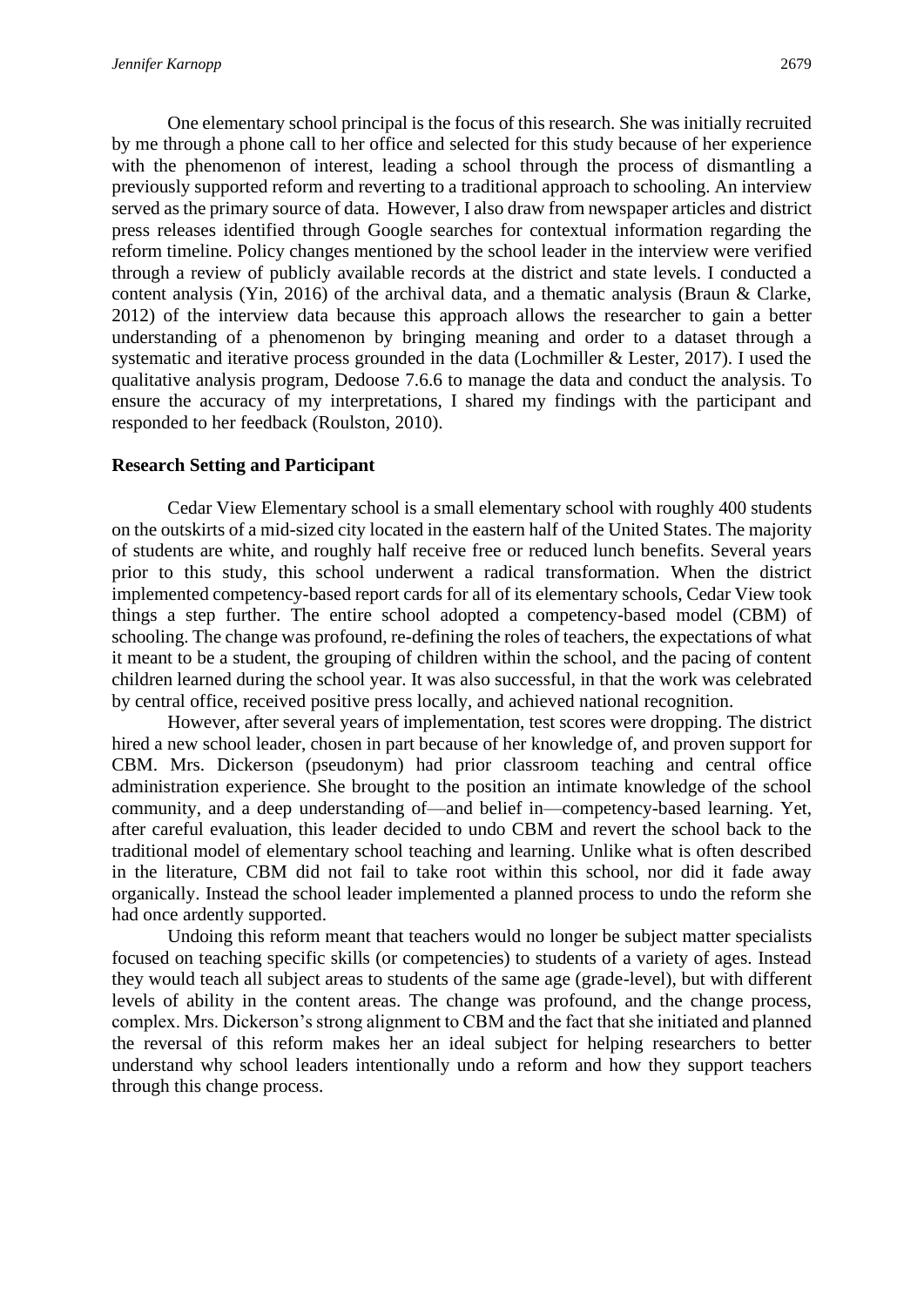One elementary school principal is the focus of this research. She was initially recruited by me through a phone call to her office and selected for this study because of her experience with the phenomenon of interest, leading a school through the process of dismantling a previously supported reform and reverting to a traditional approach to schooling. An interview served as the primary source of data. However, I also draw from newspaper articles and district press releases identified through Google searches for contextual information regarding the reform timeline. Policy changes mentioned by the school leader in the interview were verified through a review of publicly available records at the district and state levels. I conducted a content analysis (Yin, 2016) of the archival data, and a thematic analysis (Braun & Clarke, 2012) of the interview data because this approach allows the researcher to gain a better understanding of a phenomenon by bringing meaning and order to a dataset through a systematic and iterative process grounded in the data (Lochmiller & Lester, 2017). I used the qualitative analysis program, Dedoose 7.6.6 to manage the data and conduct the analysis. To ensure the accuracy of my interpretations, I shared my findings with the participant and responded to her feedback (Roulston, 2010).

## Research Setting and Participant

Cedar View Elementary school is a small elementary school with roughly 400 students on the outskirts of a mid-sized city located in the eastern half of the United States. The majority of students are white, and roughly half receive free or reduced lunch benefits. Several years prior to this study, this school underwent a radical transformation. When the district implemented competency-based report cards for all of its elementary schools, Cedar View took things a step further. The entire school adopted a competency-based model (CBM) of schooling. The change was profound, re-defining the roles of teachers, the expectations of what it meant to be a student, the grouping of children within the school, and the pacing of content children learned during the school year. It was also successful, in that the work was celebrated by central office, received positive press locally, and achieved national recognition.

However, after several years of implementation, test scores were dropping. The district hired a new school leader, chosen in part because of her knowledge of, and proven support for CBM. Mrs. Dickerson (pseudonym) had prior classroom teaching and central office administration experience. She brought to the position an intimate knowledge of the school community, and a deep understanding of—and belief in—competency-based learning. Yet, after careful evaluation, this leader decided to undo CBM and revert the school back to the traditional model of elementary school teaching and learning. Unlike what is often described in the literature, CBM did not fail to take root within this school, nor did it fade away organically. Instead the school leader implemented a planned process to undo the reform she had once ardently supported.

Undoing this reform meant that teachers would no longer be subject matter specialists focused on teaching specific skills (or competencies) to students of a variety of ages. Instead they would teach all subject areas to students of the same age (grade-level), but with different levels of ability in the content areas. The change was profound, and the change process, complex. Mrs. Dickerson's strong alignment to CBM and the fact that she initiated and planned the reversal of this reform makes her an ideal subject for helping researchers to better understand why school leaders intentionally undo a reform and how they support teachers through this change process.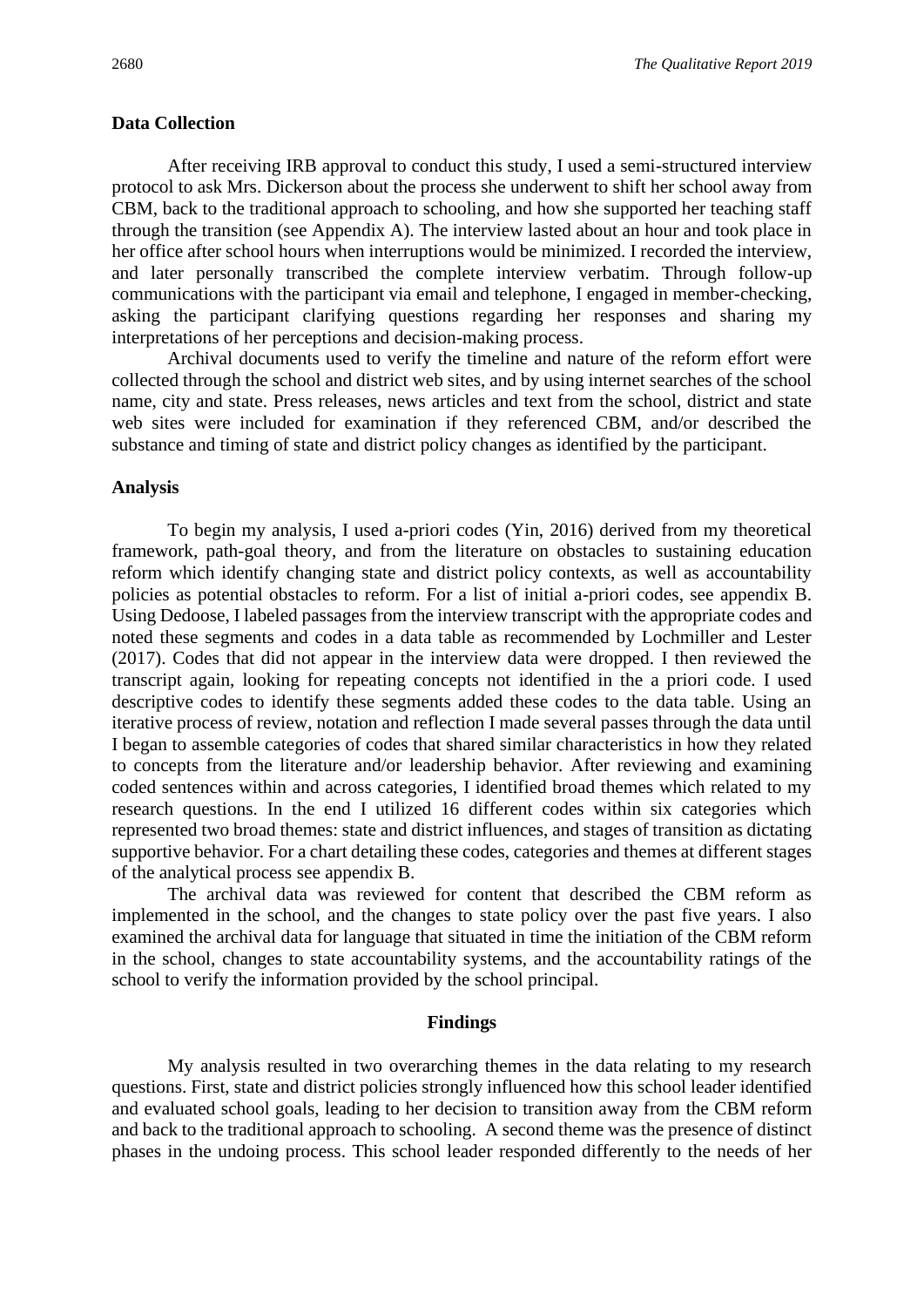## Data Collection

After receiving IRB approval to conduct this study, I used a semi-structured interview protocol to ask Mrs. Dickerson about the process she underwent to shift her school away from CBM, back to the traditional approach to schooling, and how she supported her teaching staff through the transition (see Appendix A). The interview lasted about an hour and took place in her office after school hours when interruptions would be minimized. I recorded the interview, and later personally transcribed the complete interview verbatim. Through follow-up communications with the participant via email and telephone, I engaged in member-checking, asking the participant clarifying questions regarding her responses and sharing my interpretations of her perceptions and decision-making process.

Archival documents used to verify the timeline and nature of the reform effort were collected through the school and district web sites, and by using internet searches of the school name, city and state. Press releases, news articles and text from the school, district and state web sites were included for examination if they referenced CBM, and/or described the substance and timing of state and district policy changes as identified by the participant.

## Analysis

To begin my analysis, I used a-priori codes (Yin, 2016) derived from my theoretical framework, path-goal theory, and from the literature on obstacles to sustaining education reform which identify changing state and district policy contexts, as well as accountability policies as potential obstacles to reform. For a list of initial a-priori codes, see appendix B. Using Dedoose, I labeled passages from the interview transcript with the appropriate codes and noted these segments and codes in a data table as recommended by Lochmiller and Lester (2017). Codes that did not appear in the interview data were dropped. I then reviewed the transcript again, looking for repeating concepts not identified in the a priori code. I used descriptive codes to identify these segments added these codes to the data table. Using an iterative process of review, notation and reflection I made several passes through the data until I began to assemble categories of codes that shared similar characteristics in how they related to concepts from the literature and/or leadership behavior. After reviewing and examining coded sentences within and across categories, I identified broad themes which related to my research questions. In the end I utilized 16 different codes within six categories which represented two broad themes: state and district influences, and stages of transition as dictating supportive behavior. For a chart detailing these codes, categories and themes at different stages of the analytical process see appendix B.

The archival data was reviewed for content that described the CBM reform as implemented in the school, and the changes to state policy over the past five years. I also examined the archival data for language that situated in time the initiation of the CBM reform in the school, changes to state accountability systems, and the accountability ratings of the school to verify the information provided by the school principal.

# Findings

My analysis resulted in two overarching themes in the data relating to my research questions. First, state and district policies strongly influenced how this school leader identified and evaluated school goals, leading to her decision to transition away from the CBM reform and back to the traditional approach to schooling. A second theme was the presence of distinct phases in the undoing process. This school leader responded differently to the needs of her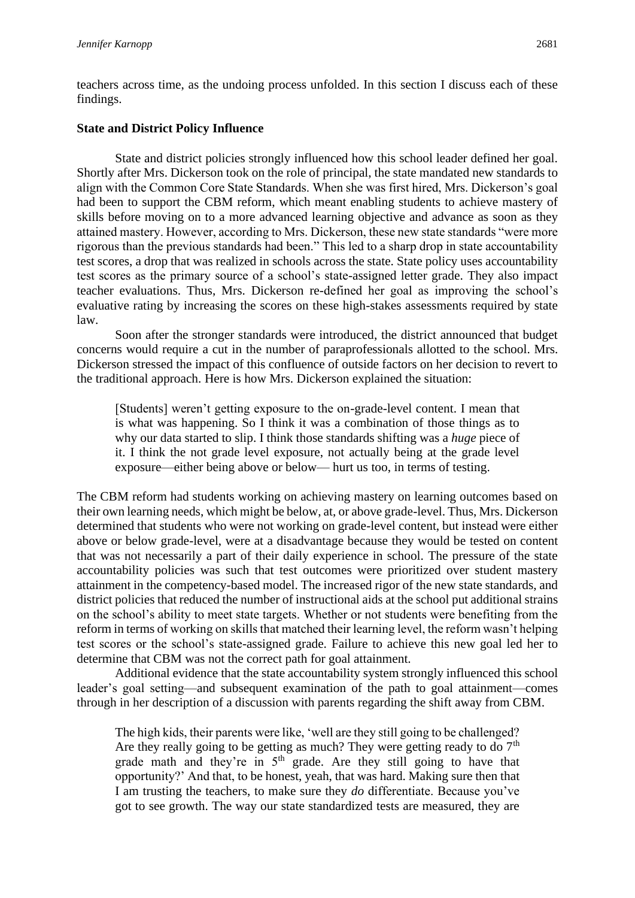teachers across time, as the undoing process unfolded. In this section I discuss each of these findings.

**State and District Policy Influence**

State and district policies strongly influenced how this school leader defined her goal. Shortly after Mrs. Dickerson took on the role of principal, the state mandated new standards to align with the Common Core State Standards. When she was first hired, Mrs. Dickerson's goal had been to support the CBM reform, which meant enabling students to achieve mastery of skills before moving on to a more advanced learning objective and advance as soon as they attained mastery. However, according to Mrs. Dickerson, these new state standards "were more rigorous than the previous standards had been." This led to a sharp drop in state accountability test scores, a drop that was realized in schools across the state. State policy uses accountability test scores as the primary source of a school's state-assigned letter grade. They also impact teacher evaluations. Thus, Mrs. Dickerson re-defined her goal as improving the school's evaluative rating by increasing the scores on these high-stakes assessments required by state law.

Soon after the stronger standards were introduced, the district announced that budget concerns would require a cut in the number of paraprofessionals allotted to the school. Mrs. Dickerson stressed the impact of this confluence of outside factors on her decision to revert to the traditional approach. Here is how Mrs. Dickerson explained the situation:

> [Students] weren't getting exposure to the on-grade-level content. I mean that is what was happening. So I think it was a combination of those things as to why our data started to slip. I think those standards shifting was a *huge* piece of it. I think the not grade level exposure, not actually being at the grade level exposure—either being above or below— hurt us too, in terms of testing.

The CBM reform had students working on achieving mastery on learning outcomes based on their own learning needs, which might be below, at, or above grade-level. Thus, Mrs. Dickerson determined that students who were not working on grade-level content, but instead were either above or below grade-level, were at a disadvantage because they would be tested on content that was not necessarily a part of their daily experience in school. The pressure of the state accountability policies was such that test outcomes were prioritized over student mastery attainment in the competency-based model. The increased rigor of the new state standards, and district policies that reduced the number of instructional aids at the school put additional strains on the school's ability to meet state targets. Whether or not students were benefiting from the reform in terms of working on skills that matched their learning level, the reform wasn't helping test scores or the school's state-assigned grade. Failure to achieve this new goal led her to determine that CBM was not the correct path for goal attainment.

Additional evidence that the state accountability system strongly influenced this school leader's goal setting—and subsequent examination of the path to goal attainment—comes through in her description of a discussion with parents regarding the shift away from CBM.

> The high kids, their parents were like, 'well are they still going to be challenged? Are they really going to be getting as much? They were getting ready to do 7th grade math and they're in 5th grade. Are they still going to have that opportunity?' And that, to be honest, yeah, that was hard. Making sure then that I am trusting the teachers, to make sure they *do* differentiate. Because you've got to see growth. The way our state standardized tests are measured, they are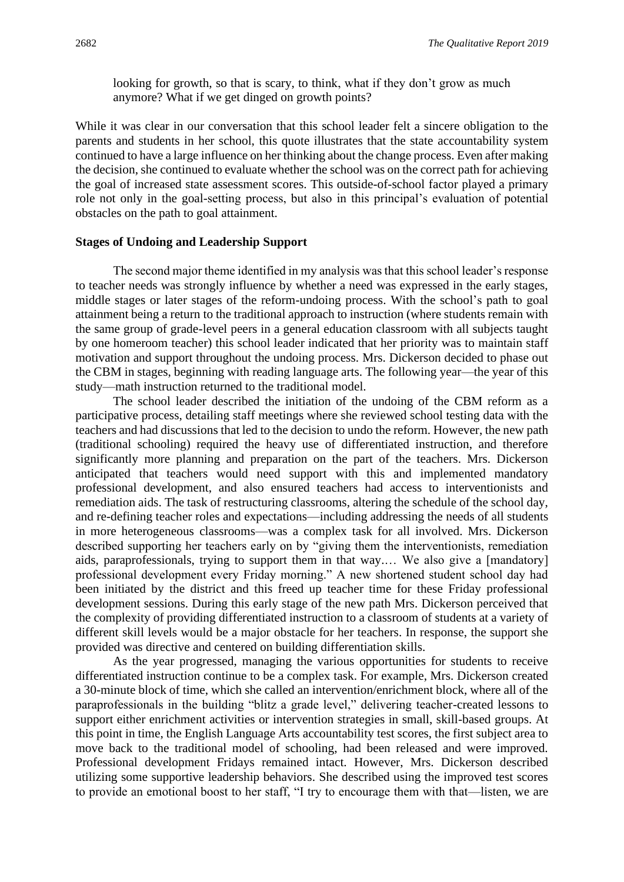looking for growth, so that is scary, to think, what if they don't grow as much anymore? What if we get dinged on growth points?

While it was clear in our conversation that this school leader felt a sincere obligation to the parents and students in her school, this quote illustrates that the state accountability system continued to have a large influence on her thinking about the change process. Even after making the decision, she continued to evaluate whether the school was on the correct path for achieving the goal of increased state assessment scores. This outside-of-school factor played a primary role not only in the goal-setting process, but also in this principal's evaluation of potential obstacles on the path to goal attainment.

**Stages of Undoing and Leadership Support**

The second major theme identified in my analysis was that this school leader's response to teacher needs was strongly influence by whether a need was expressed in the early stages, middle stages or later stages of the reform-undoing process. With the school's path to goal attainment being a return to the traditional approach to instruction (where students remain with the same group of grade-level peers in a general education classroom with all subjects taught by one homeroom teacher) this school leader indicated that her priority was to maintain staff motivation and support throughout the undoing process. Mrs. Dickerson decided to phase out the CBM in stages, beginning with reading language arts. The following year—the year of this study—math instruction returned to the traditional model.

The school leader described the initiation of the undoing of the CBM reform as a participative process, detailing staff meetings where she reviewed school testing data with the teachers and had discussions that led to the decision to undo the reform. However, the new path (traditional schooling) required the heavy use of differentiated instruction, and therefore significantly more planning and preparation on the part of the teachers. Mrs. Dickerson anticipated that teachers would need support with this and implemented mandatory professional development, and also ensured teachers had access to interventionists and remediation aids. The task of restructuring classrooms, altering the schedule of the school day, and re-defining teacher roles and expectations—including addressing the needs of all students in more heterogeneous classrooms—was a complex task for all involved. Mrs. Dickerson described supporting her teachers early on by "giving them the interventionists, remediation aids, paraprofessionals, trying to support them in that way.… We also give a [mandatory] professional development every Friday morning." A new shortened student school day had been initiated by the district and this freed up teacher time for these Friday professional development sessions. During this early stage of the new path Mrs. Dickerson perceived that the complexity of providing differentiated instruction to a classroom of students at a variety of different skill levels would be a major obstacle for her teachers. In response, the support she provided was directive and centered on building differentiation skills.

As the year progressed, managing the various opportunities for students to receive differentiated instruction continue to be a complex task. For example, Mrs. Dickerson created a 30-minute block of time, which she called an intervention/enrichment block, where all of the paraprofessionals in the building "blitz a grade level," delivering teacher-created lessons to support either enrichment activities or intervention strategies in small, skill-based groups. At this point in time, the English Language Arts accountability test scores, the first subject area to move back to the traditional model of schooling, had been released and were improved. Professional development Fridays remained intact. However, Mrs. Dickerson described utilizing some supportive leadership behaviors. She described using the improved test scores to provide an emotional boost to her staff, "I try to encourage them with that—listen, we are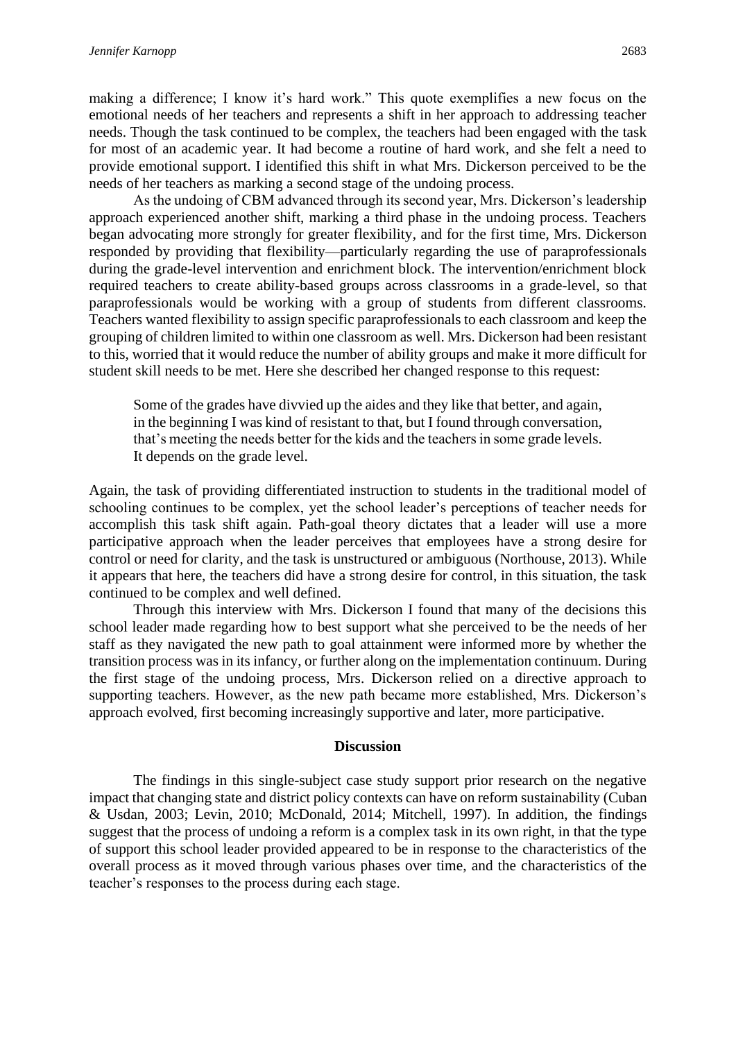making a difference; I know it's hard work." This quote exemplifies a new focus on the emotional needs of her teachers and represents a shift in her approach to addressing teacher needs. Though the task continued to be complex, the teachers had been engaged with the task for most of an academic year. It had become a routine of hard work, and she felt a need to provide emotional support. I identified this shift in what Mrs. Dickerson perceived to be the needs of her teachers as marking a second stage of the undoing process.

As the undoing of CBM advanced through its second year, Mrs. Dickerson's leadership approach experienced another shift, marking a third phase in the undoing process. Teachers began advocating more strongly for greater flexibility, and for the first time, Mrs. Dickerson responded by providing that flexibility—particularly regarding the use of paraprofessionals during the grade-level intervention and enrichment block. The intervention/enrichment block required teachers to create ability-based groups across classrooms in a grade-level, so that paraprofessionals would be working with a group of students from different classrooms. Teachers wanted flexibility to assign specific paraprofessionals to each classroom and keep the grouping of children limited to within one classroom as well. Mrs. Dickerson had been resistant to this, worried that it would reduce the number of ability groups and make it more difficult for student skill needs to be met. Here she described her changed response to this request:

> Some of the grades have divvied up the aides and they like that better, and again, in the beginning I was kind of resistant to that, but I found through conversation, that's meeting the needs better for the kids and the teachers in some grade levels. It depends on the grade level.

Again, the task of providing differentiated instruction to students in the traditional model of schooling continues to be complex, yet the school leader's perceptions of teacher needs for accomplish this task shift again. Path-goal theory dictates that a leader will use a more participative approach when the leader perceives that employees have a strong desire for control or need for clarity, and the task is unstructured or ambiguous (Northouse, 2013). While it appears that here, the teachers did have a strong desire for control, in this situation, the task continued to be complex and well defined.

Through this interview with Mrs. Dickerson I found that many of the decisions this school leader made regarding how to best support what she perceived to be the needs of her staff as they navigated the new path to goal attainment were informed more by whether the transition process was in its infancy, or further along on the implementation continuum. During the first stage of the undoing process, Mrs. Dickerson relied on a directive approach to supporting teachers. However, as the new path became more established, Mrs. Dickerson's approach evolved, first becoming increasingly supportive and later, more participative.

## Discussion

The findings in this single-subject case study support prior research on the negative impact that changing state and district policy contexts can have on reform sustainability (Cuban & Usdan, 2003; Levin, 2010; McDonald, 2014; Mitchell, 1997). In addition, the findings suggest that the process of undoing a reform is a complex task in its own right, in that the type of support this school leader provided appeared to be in response to the characteristics of the overall process as it moved through various phases over time, and the characteristics of the teacher's responses to the process during each stage.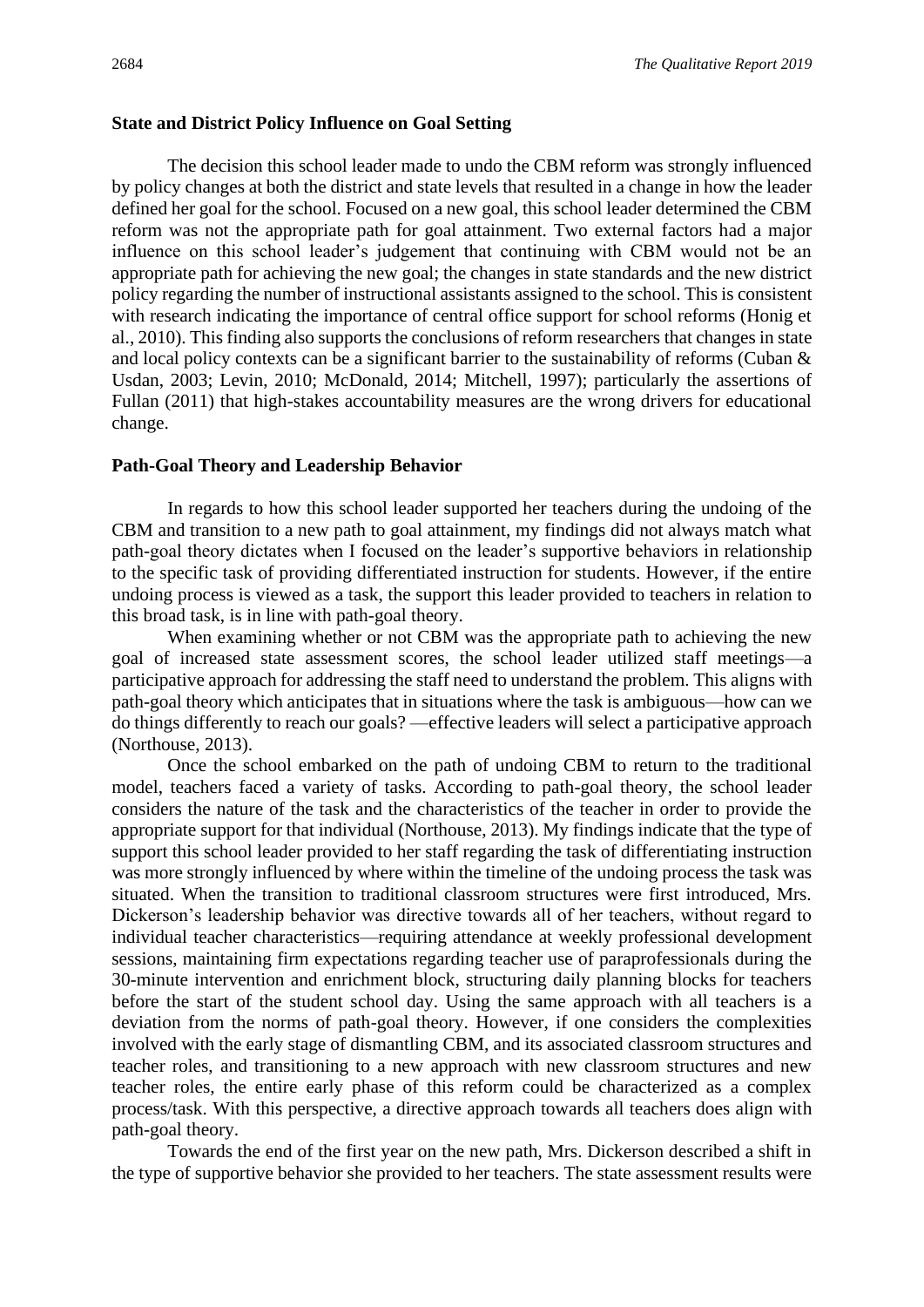### State and District Policy Influence on Goal Setting

The decision this school leader made to undo the CBM reform was strongly influenced by policy changes at both the district and state levels that resulted in a change in how the leader defined her goal for the school. Focused on a new goal, this school leader determined the CBM reform was not the appropriate path for goal attainment. Two external factors had a major influence on this school leader's judgement that continuing with CBM would not be an appropriate path for achieving the new goal; the changes in state standards and the new district policy regarding the number of instructional assistants assigned to the school. This is consistent with research indicating the importance of central office support for school reforms (Honig et al., 2010). This finding also supports the conclusions of reform researchers that changes in state and local policy contexts can be a significant barrier to the sustainability of reforms (Cuban & Usdan, 2003; Levin, 2010; McDonald, 2014; Mitchell, 1997); particularly the assertions of Fullan (2011) that high-stakes accountability measures are the wrong drivers for educational change.

### Path-Goal Theory and Leadership Behavior

In regards to how this school leader supported her teachers during the undoing of the CBM and transition to a new path to goal attainment, my findings did not always match what path-goal theory dictates when I focused on the leader's supportive behaviors in relationship to the specific task of providing differentiated instruction for students. However, if the entire undoing process is viewed as a task, the support this leader provided to teachers in relation to this broad task, is in line with path-goal theory.

When examining whether or not CBM was the appropriate path to achieving the new goal of increased state assessment scores, the school leader utilized staff meetings—a participative approach for addressing the staff need to understand the problem. This aligns with path-goal theory which anticipates that in situations where the task is ambiguous—how can we do things differently to reach our goals? —effective leaders will select a participative approach (Northouse, 2013).

Once the school embarked on the path of undoing CBM to return to the traditional model, teachers faced a variety of tasks. According to path-goal theory, the school leader considers the nature of the task and the characteristics of the teacher in order to provide the appropriate support for that individual (Northouse, 2013). My findings indicate that the type of support this school leader provided to her staff regarding the task of differentiating instruction was more strongly influenced by where within the timeline of the undoing process the task was situated. When the transition to traditional classroom structures were first introduced, Mrs. Dickerson's leadership behavior was directive towards all of her teachers, without regard to individual teacher characteristics—requiring attendance at weekly professional development sessions, maintaining firm expectations regarding teacher use of paraprofessionals during the 30-minute intervention and enrichment block, structuring daily planning blocks for teachers before the start of the student school day. Using the same approach with all teachers is a deviation from the norms of path-goal theory. However, if one considers the complexities involved with the early stage of dismantling CBM, and its associated classroom structures and teacher roles, and transitioning to a new approach with new classroom structures and new teacher roles, the entire early phase of this reform could be characterized as a complex process/task. With this perspective, a directive approach towards all teachers does align with path-goal theory.

Towards the end of the first year on the new path, Mrs. Dickerson described a shift in the type of supportive behavior she provided to her teachers. The state assessment results were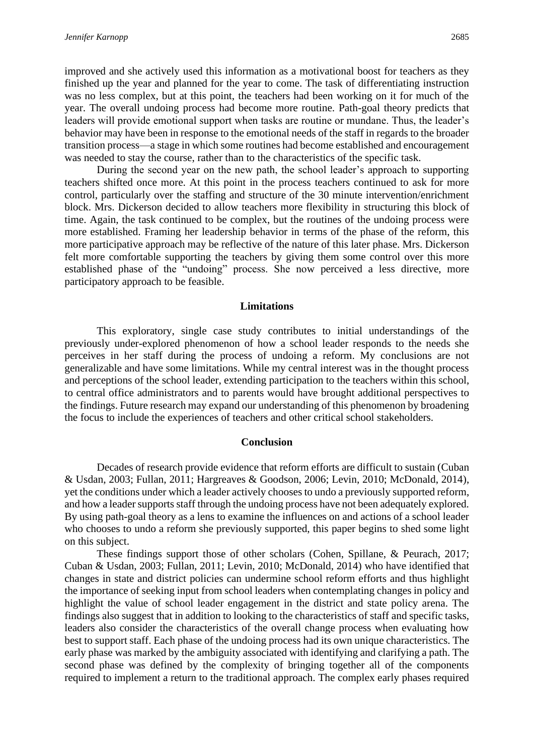improved and she actively used this information as a motivational boost for teachers as they finished up the year and planned for the year to come. The task of differentiating instruction was no less complex, but at this point, the teachers had been working on it for much of the year. The overall undoing process had become more routine. Path-goal theory predicts that leaders will provide emotional support when tasks are routine or mundane. Thus, the leader's behavior may have been in response to the emotional needs of the staff in regards to the broader transition process—a stage in which some routines had become established and encouragement was needed to stay the course, rather than to the characteristics of the specific task.

During the second year on the new path, the school leader's approach to supporting teachers shifted once more. At this point in the process teachers continued to ask for more control, particularly over the staffing and structure of the 30 minute intervention/enrichment block. Mrs. Dickerson decided to allow teachers more flexibility in structuring this block of time. Again, the task continued to be complex, but the routines of the undoing process were more established. Framing her leadership behavior in terms of the phase of the reform, this more participative approach may be reflective of the nature of this later phase. Mrs. Dickerson felt more comfortable supporting the teachers by giving them some control over this more established phase of the "undoing" process. She now perceived a less directive, more participatory approach to be feasible.

## Limitations

This exploratory, single case study contributes to initial understandings of the previously under-explored phenomenon of how a school leader responds to the needs she perceives in her staff during the process of undoing a reform. My conclusions are not generalizable and have some limitations. While my central interest was in the thought process and perceptions of the school leader, extending participation to the teachers within this school, to central office administrators and to parents would have brought additional perspectives to the findings. Future research may expand our understanding of this phenomenon by broadening the focus to include the experiences of teachers and other critical school stakeholders.

## Conclusion

Decades of research provide evidence that reform efforts are difficult to sustain (Cuban & Usdan, 2003; Fullan, 2011; Hargreaves & Goodson, 2006; Levin, 2010; McDonald, 2014), yet the conditions under which a leader actively chooses to undo a previously supported reform, and how a leader supports staff through the undoing process have not been adequately explored. By using path-goal theory as a lens to examine the influences on and actions of a school leader who chooses to undo a reform she previously supported, this paper begins to shed some light on this subject.

These findings support those of other scholars (Cohen, Spillane, & Peurach, 2017; Cuban & Usdan, 2003; Fullan, 2011; Levin, 2010; McDonald, 2014) who have identified that changes in state and district policies can undermine school reform efforts and thus highlight the importance of seeking input from school leaders when contemplating changes in policy and highlight the value of school leader engagement in the district and state policy arena. The findings also suggest that in addition to looking to the characteristics of staff and specific tasks, leaders also consider the characteristics of the overall change process when evaluating how best to support staff. Each phase of the undoing process had its own unique characteristics. The early phase was marked by the ambiguity associated with identifying and clarifying a path. The second phase was defined by the complexity of bringing together all of the components required to implement a return to the traditional approach. The complex early phases required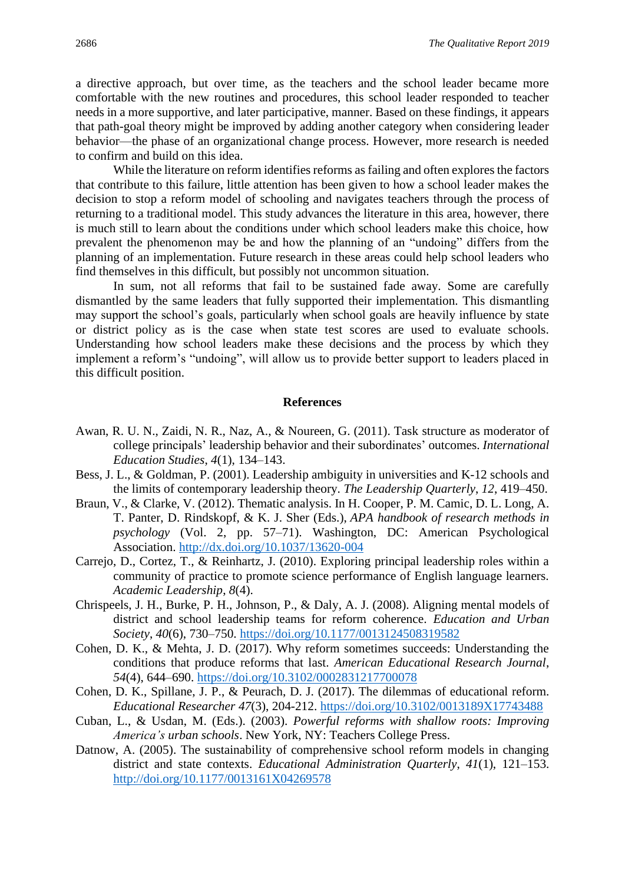a directive approach, but over time, as the teachers and the school leader became more comfortable with the new routines and procedures, this school leader responded to teacher needs in a more supportive, and later participative, manner. Based on these findings, it appears that path-goal theory might be improved by adding another category when considering leader behavior—the phase of an organizational change process. However, more research is needed to confirm and build on this idea.

While the literature on reform identifies reforms as failing and often explores the factors that contribute to this failure, little attention has been given to how a school leader makes the decision to stop a reform model of schooling and navigates teachers through the process of returning to a traditional model. This study advances the literature in this area, however, there is much still to learn about the conditions under which school leaders make this choice, how prevalent the phenomenon may be and how the planning of an "undoing" differs from the planning of an implementation. Future research in these areas could help school leaders who find themselves in this difficult, but possibly not uncommon situation.

In sum, not all reforms that fail to be sustained fade away. Some are carefully dismantled by the same leaders that fully supported their implementation. This dismantling may support the school's goals, particularly when school goals are heavily influence by state or district policy as is the case when state test scores are used to evaluate schools. Understanding how school leaders make these decisions and the process by which they implement a reform's "undoing", will allow us to provide better support to leaders placed in this difficult position.

## References

Awan, R. U. N., Zaidi, N. R., Naz, A., & Noureen, G. (2011). Task structure as moderator of college principals' leadership behavior and their subordinates' outcomes. *International Education Studies*, *4*(1), 134–143.

Bess, J. L., & Goldman, P. (2001). Leadership ambiguity in universities and K-12 schools and the limits of contemporary leadership theory. *The Leadership Quarterly*, *12*, 419–450.

Braun, V., & Clarke, V. (2012). Thematic analysis. In H. Cooper, P. M. Camic, D. L. Long, A. T. Panter, D. Rindskopf, & K. J. Sher (Eds.), *APA handbook of research methods in psychology* (Vol. 2, pp. 57–71). Washington, DC: American Psychological Association. http://dx.doi.org/10.1037/13620-004

Carrejo, D., Cortez, T., & Reinhartz, J. (2010). Exploring principal leadership roles within a community of practice to promote science performance of English language learners. *Academic Leadership*, *8*(4).

Chrispeels, J. H., Burke, P. H., Johnson, P., & Daly, A. J. (2008). Aligning mental models of district and school leadership teams for reform coherence. *Education and Urban Society*, *40*(6), 730–750. https://doi.org/10.1177/0013124508319582

Cohen, D. K., & Mehta, J. D. (2017). Why reform sometimes succeeds: Understanding the conditions that produce reforms that last. *American Educational Research Journal*, *54*(4), 644–690. https://doi.org/10.3102/0002831217700078

Cohen, D. K., Spillane, J. P., & Peurach, D. J. (2017). The dilemmas of educational reform. *Educational Researcher 47*(3), 204-212. https://doi.org/10.3102/0013189X17743488

Cuban, L., & Usdan, M. (Eds.). (2003). *Powerful reforms with shallow roots: Improving America's urban schools*. New York, NY: Teachers College Press.

Datnow, A. (2005). The sustainability of comprehensive school reform models in changing district and state contexts. *Educational Administration Quarterly*, *41*(1), 121–153. http://doi.org/10.1177/0013161X04269578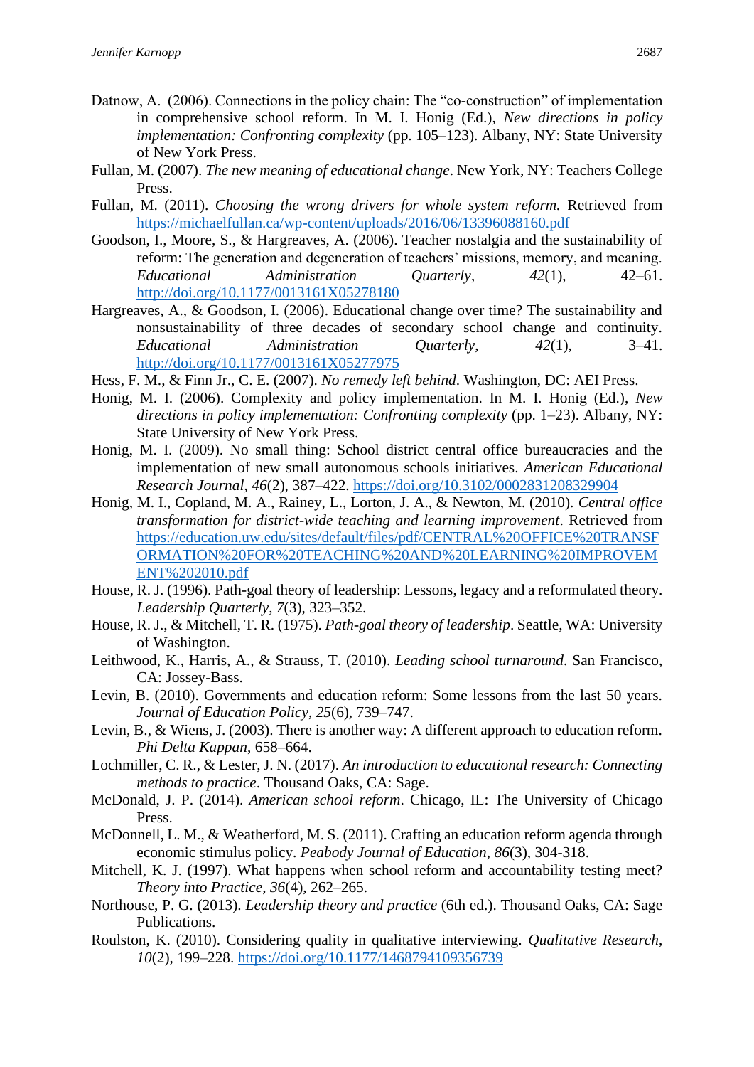Datnow, A. (2006). Connections in the policy chain: The "co-construction" of implementation in comprehensive school reform. In M. I. Honig (Ed.), *New directions in policy implementation: Confronting complexity* (pp. 105–123). Albany, NY: State University of New York Press.

Fullan, M. (2007). *The new meaning of educational change*. New York, NY: Teachers College Press.

Fullan, M. (2011). *Choosing the wrong drivers for whole system reform.* Retrieved from https://michaelfullan.ca/wp-content/uploads/2016/06/13396088160.pdf

Goodson, I., Moore, S., & Hargreaves, A. (2006). Teacher nostalgia and the sustainability of reform: The generation and degeneration of teachers' missions, memory, and meaning. *Educational Administration Quarterly*, *42*(1), 42–61. http://doi.org/10.1177/0013161X05278180

Hargreaves, A., & Goodson, I. (2006). Educational change over time? The sustainability and nonsustainability of three decades of secondary school change and continuity. *Educational Administration Quarterly*, *42*(1), 3–41. http://doi.org/10.1177/0013161X05277975

Hess, F. M., & Finn Jr., C. E. (2007). *No remedy left behind*. Washington, DC: AEI Press.

Honig, M. I. (2006). Complexity and policy implementation. In M. I. Honig (Ed.), *New directions in policy implementation: Confronting complexity* (pp. 1–23). Albany, NY: State University of New York Press.

Honig, M. I. (2009). No small thing: School district central office bureaucracies and the implementation of new small autonomous schools initiatives. *American Educational Research Journal*, *46*(2), 387–422. https://doi.org/10.3102/0002831208329904

Honig, M. I., Copland, M. A., Rainey, L., Lorton, J. A., & Newton, M. (2010). *Central office transformation for district-wide teaching and learning improvement*. Retrieved from https://education.uw.edu/sites/default/files/pdf/CENTRAL%20OFFICE%20TRANSFORMATION%20FOR%20TEACHING%20AND%20LEARNING%20IMPROVEMENT%202010.pdf

House, R. J. (1996). Path-goal theory of leadership: Lessons, legacy and a reformulated theory. *Leadership Quarterly*, *7*(3), 323–352.

House, R. J., & Mitchell, T. R. (1975). *Path-goal theory of leadership*. Seattle, WA: University of Washington.

Leithwood, K., Harris, A., & Strauss, T. (2010). *Leading school turnaround*. San Francisco, CA: Jossey-Bass.

Levin, B. (2010). Governments and education reform: Some lessons from the last 50 years. *Journal of Education Policy*, *25*(6), 739–747.

Levin, B., & Wiens, J. (2003). There is another way: A different approach to education reform. *Phi Delta Kappan*, 658–664.

Lochmiller, C. R., & Lester, J. N. (2017). *An introduction to educational research: Connecting methods to practice*. Thousand Oaks, CA: Sage.

McDonald, J. P. (2014). *American school reform*. Chicago, IL: The University of Chicago Press.

McDonnell, L. M., & Weatherford, M. S. (2011). Crafting an education reform agenda through economic stimulus policy. *Peabody Journal of Education*, *86*(3), 304-318.

Mitchell, K. J. (1997). What happens when school reform and accountability testing meet? *Theory into Practice*, *36*(4), 262–265.

Northouse, P. G. (2013). *Leadership theory and practice* (6th ed.). Thousand Oaks, CA: Sage Publications.

Roulston, K. (2010). Considering quality in qualitative interviewing. *Qualitative Research*, *10*(2), 199–228. https://doi.org/10.1177/1468794109356739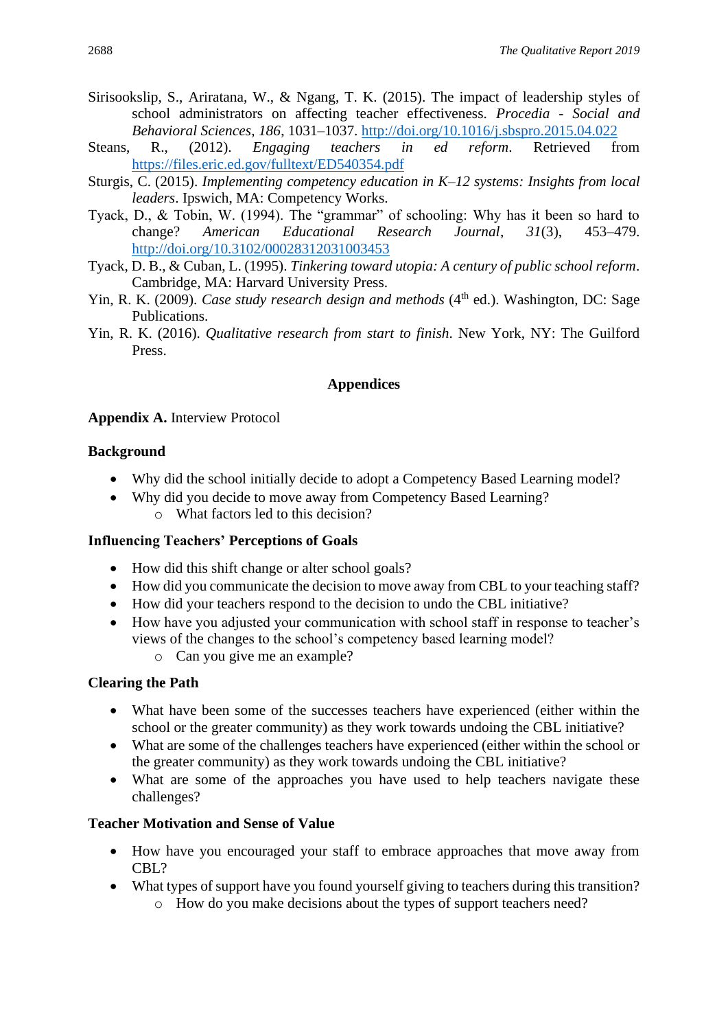Sirisookslip, S., Ariratana, W., & Ngang, T. K. (2015). The impact of leadership styles of school administrators on affecting teacher effectiveness. *Procedia - Social and Behavioral Sciences*, *186*, 1031–1037. http://doi.org/10.1016/j.sbspro.2015.04.022

Steans, R., (2012). *Engaging teachers in ed reform*. Retrieved from https://files.eric.ed.gov/fulltext/ED540354.pdf

Sturgis, C. (2015). *Implementing competency education in K–12 systems: Insights from local leaders*. Ipswich, MA: Competency Works.

Tyack, D., & Tobin, W. (1994). The "grammar" of schooling: Why has it been so hard to change? *American Educational Research Journal*, *31*(3), 453–479. http://doi.org/10.3102/00028312031003453

Tyack, D. B., & Cuban, L. (1995). *Tinkering toward utopia: A century of public school reform*. Cambridge, MA: Harvard University Press.

Yin, R. K. (2009). *Case study research design and methods* (4th ed.). Washington, DC: Sage Publications.

Yin, R. K. (2016). *Qualitative research from start to finish*. New York, NY: The Guilford Press.

## Appendices

**Appendix A.** Interview Protocol

**Background**

- Why did the school initially decide to adopt a Competency Based Learning model?
- Why did you decide to move away from Competency Based Learning?
  - What factors led to this decision?

**Influencing Teachers' Perceptions of Goals**

- How did this shift change or alter school goals?
- How did you communicate the decision to move away from CBL to your teaching staff?
- How did your teachers respond to the decision to undo the CBL initiative?
- How have you adjusted your communication with school staff in response to teacher's views of the changes to the school's competency based learning model?
  - Can you give me an example?

**Clearing the Path**

- What have been some of the successes teachers have experienced (either within the school or the greater community) as they work towards undoing the CBL initiative?
- What are some of the challenges teachers have experienced (either within the school or the greater community) as they work towards undoing the CBL initiative?
- What are some of the approaches you have used to help teachers navigate these challenges?

**Teacher Motivation and Sense of Value**

- How have you encouraged your staff to embrace approaches that move away from CBL?
- What types of support have you found yourself giving to teachers during this transition?
  - How do you make decisions about the types of support teachers need?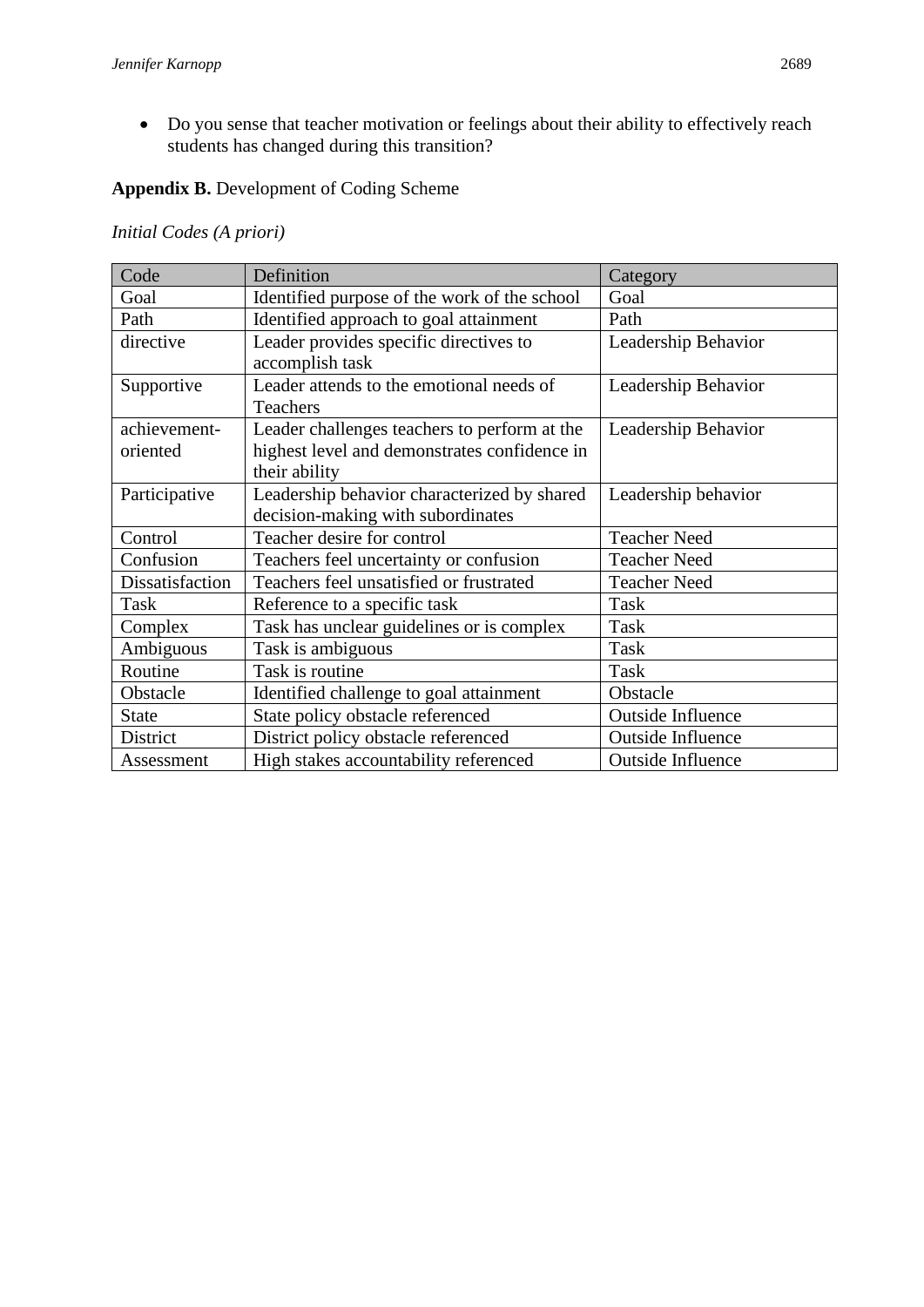- Do you sense that teacher motivation or feelings about their ability to effectively reach students has changed during this transition?

**Appendix B.** Development of Coding Scheme

*Initial Codes (A priori)*

| Code | Definition | Category |
|---|---|---|
| Goal | Identified purpose of the work of the school | Goal |
| Path | Identified approach to goal attainment | Path |
| directive | Leader provides specific directives to accomplish task | Leadership Behavior |
| Supportive | Leader attends to the emotional needs of Teachers | Leadership Behavior |
| achievement-oriented | Leader challenges teachers to perform at the highest level and demonstrates confidence in their ability | Leadership Behavior |
| Participative | Leadership behavior characterized by shared decision-making with subordinates | Leadership behavior |
| Control | Teacher desire for control | Teacher Need |
| Confusion | Teachers feel uncertainty or confusion | Teacher Need |
| Dissatisfaction | Teachers feel unsatisfied or frustrated | Teacher Need |
| Task | Reference to a specific task | Task |
| Complex | Task has unclear guidelines or is complex | Task |
| Ambiguous | Task is ambiguous | Task |
| Routine | Task is routine | Task |
| Obstacle | Identified challenge to goal attainment | Obstacle |
| State | State policy obstacle referenced | Outside Influence |
| District | District policy obstacle referenced | Outside Influence |
| Assessment | High stakes accountability referenced | Outside Influence |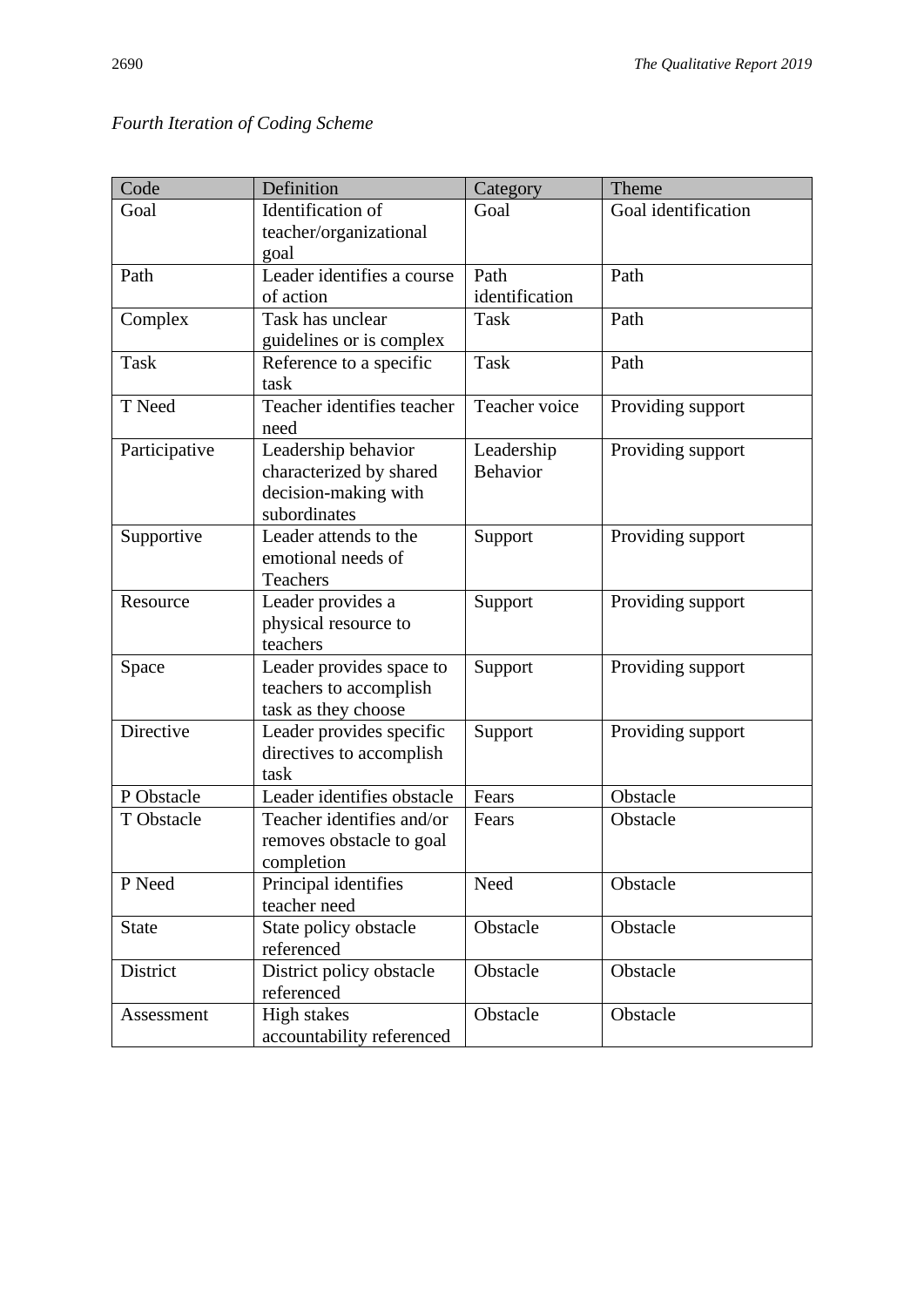*Fourth Iteration of Coding Scheme*

| Code | Definition | Category | Theme |
|---|---|---|---|
| Goal | Identification of teacher/organizational goal | Goal | Goal identification |
| Path | Leader identifies a course of action | Path identification | Path |
| Complex | Task has unclear guidelines or is complex | Task | Path |
| Task | Reference to a specific task | Task | Path |
| T Need | Teacher identifies teacher need | Teacher voice | Providing support |
| Participative | Leadership behavior characterized by shared decision-making with subordinates | Leadership Behavior | Providing support |
| Supportive | Leader attends to the emotional needs of Teachers | Support | Providing support |
| Resource | Leader provides a physical resource to teachers | Support | Providing support |
| Space | Leader provides space to teachers to accomplish task as they choose | Support | Providing support |
| Directive | Leader provides specific directives to accomplish task | Support | Providing support |
| P Obstacle | Leader identifies obstacle | Fears | Obstacle |
| T Obstacle | Teacher identifies and/or removes obstacle to goal completion | Fears | Obstacle |
| P Need | Principal identifies teacher need | Need | Obstacle |
| State | State policy obstacle referenced | Obstacle | Obstacle |
| District | District policy obstacle referenced | Obstacle | Obstacle |
| Assessment | High stakes accountability referenced | Obstacle | Obstacle |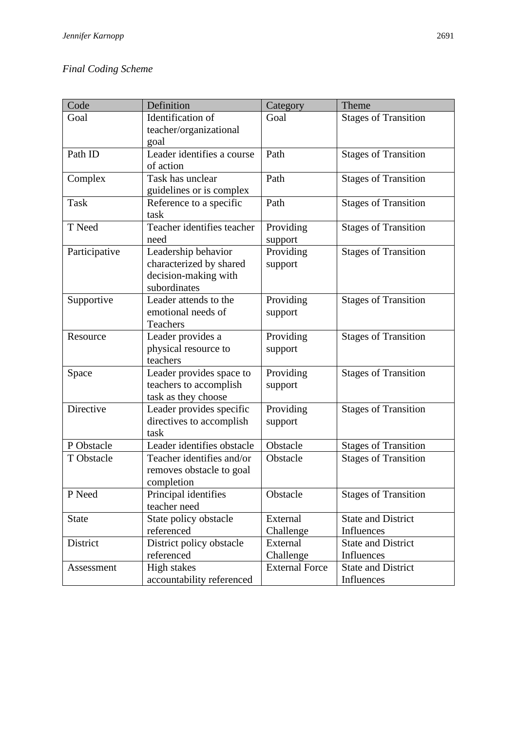*Final Coding Scheme*

| Code | Definition | Category | Theme |
|---|---|---|---|
| Goal | Identification of teacher/organizational goal | Goal | Stages of Transition |
| Path ID | Leader identifies a course of action | Path | Stages of Transition |
| Complex | Task has unclear guidelines or is complex | Path | Stages of Transition |
| Task | Reference to a specific task | Path | Stages of Transition |
| T Need | Teacher identifies teacher need | Providing support | Stages of Transition |
| Participative | Leadership behavior characterized by shared decision-making with subordinates | Providing support | Stages of Transition |
| Supportive | Leader attends to the emotional needs of Teachers | Providing support | Stages of Transition |
| Resource | Leader provides a physical resource to teachers | Providing support | Stages of Transition |
| Space | Leader provides space to teachers to accomplish task as they choose | Providing support | Stages of Transition |
| Directive | Leader provides specific directives to accomplish task | Providing support | Stages of Transition |
| P Obstacle | Leader identifies obstacle | Obstacle | Stages of Transition |
| T Obstacle | Teacher identifies and/or removes obstacle to goal completion | Obstacle | Stages of Transition |
| P Need | Principal identifies teacher need | Obstacle | Stages of Transition |
| State | State policy obstacle referenced | External Challenge | State and District Influences |
| District | District policy obstacle referenced | External Challenge | State and District Influences |
| Assessment | High stakes accountability referenced | External Force | State and District Influences |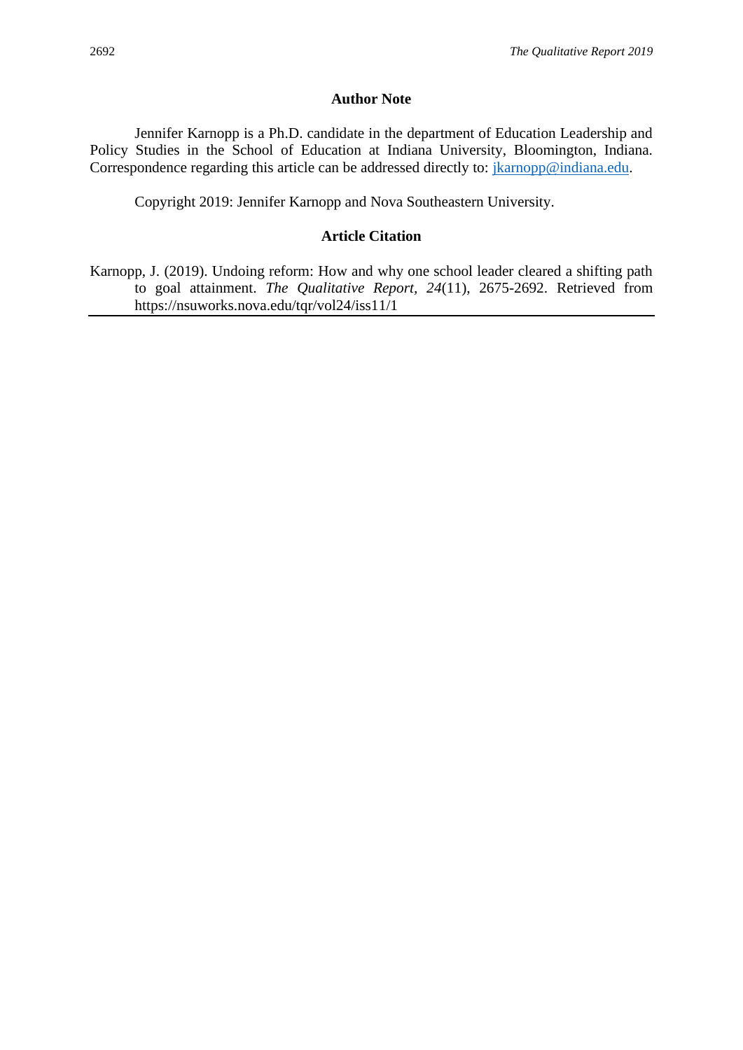## Author Note

Jennifer Karnopp is a Ph.D. candidate in the department of Education Leadership and Policy Studies in the School of Education at Indiana University, Bloomington, Indiana. Correspondence regarding this article can be addressed directly to: jkarnopp@indiana.edu.

Copyright 2019: Jennifer Karnopp and Nova Southeastern University.

## Article Citation

Karnopp, J. (2019). Undoing reform: How and why one school leader cleared a shifting path to goal attainment. *The Qualitative Report, 24*(11), 2675-2692. Retrieved from https://nsuworks.nova.edu/tqr/vol24/iss11/1